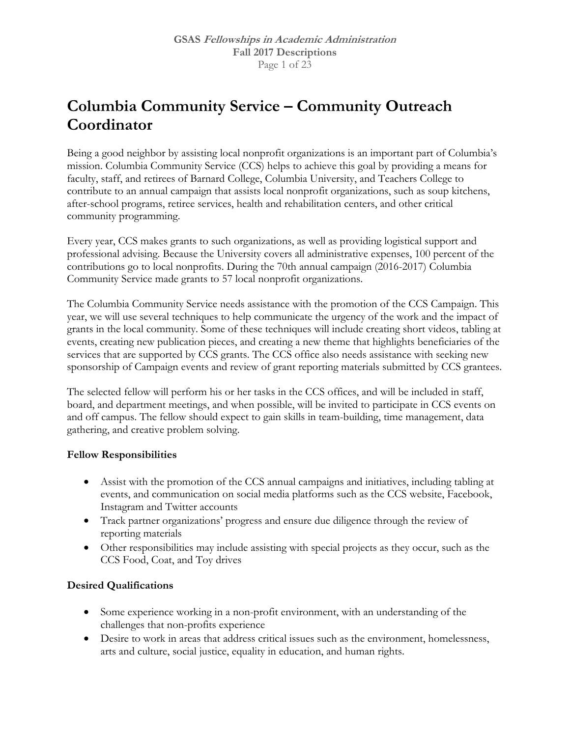# Columbia Community Service – Community Outreach Coordinator

Being a good neighbor by assisting local nonprofit organizations is an important part of Columbia's mission. Columbia Community Service (CCS) helps to achieve this goal by providing a means for faculty, staff, and retirees of Barnard College, Columbia University, and Teachers College to contribute to an annual campaign that assists local nonprofit organizations, such as soup kitchens, after-school programs, retiree services, health and rehabilitation centers, and other critical community programming.

Every year, CCS makes grants to such organizations, as well as providing logistical support and professional advising. Because the University covers all administrative expenses, 100 percent of the contributions go to local nonprofits. During the 70th annual campaign (2016-2017) Columbia Community Service made grants to 57 local nonprofit organizations.

The Columbia Community Service needs assistance with the promotion of the CCS Campaign. This year, we will use several techniques to help communicate the urgency of the work and the impact of grants in the local community. Some of these techniques will include creating short videos, tabling at events, creating new publication pieces, and creating a new theme that highlights beneficiaries of the services that are supported by CCS grants. The CCS office also needs assistance with seeking new sponsorship of Campaign events and review of grant reporting materials submitted by CCS grantees.

The selected fellow will perform his or her tasks in the CCS offices, and will be included in staff, board, and department meetings, and when possible, will be invited to participate in CCS events on and off campus. The fellow should expect to gain skills in team-building, time management, data gathering, and creative problem solving.

**Fellow Responsibilities**

- Assist with the promotion of the CCS annual campaigns and initiatives, including tabling at events, and communication on social media platforms such as the CCS website, Facebook, Instagram and Twitter accounts
- Track partner organizations' progress and ensure due diligence through the review of reporting materials
- Other responsibilities may include assisting with special projects as they occur, such as the CCS Food, Coat, and Toy drives

**Desired Qualifications**

- Some experience working in a non-profit environment, with an understanding of the challenges that non-profits experience
- Desire to work in areas that address critical issues such as the environment, homelessness, arts and culture, social justice, equality in education, and human rights.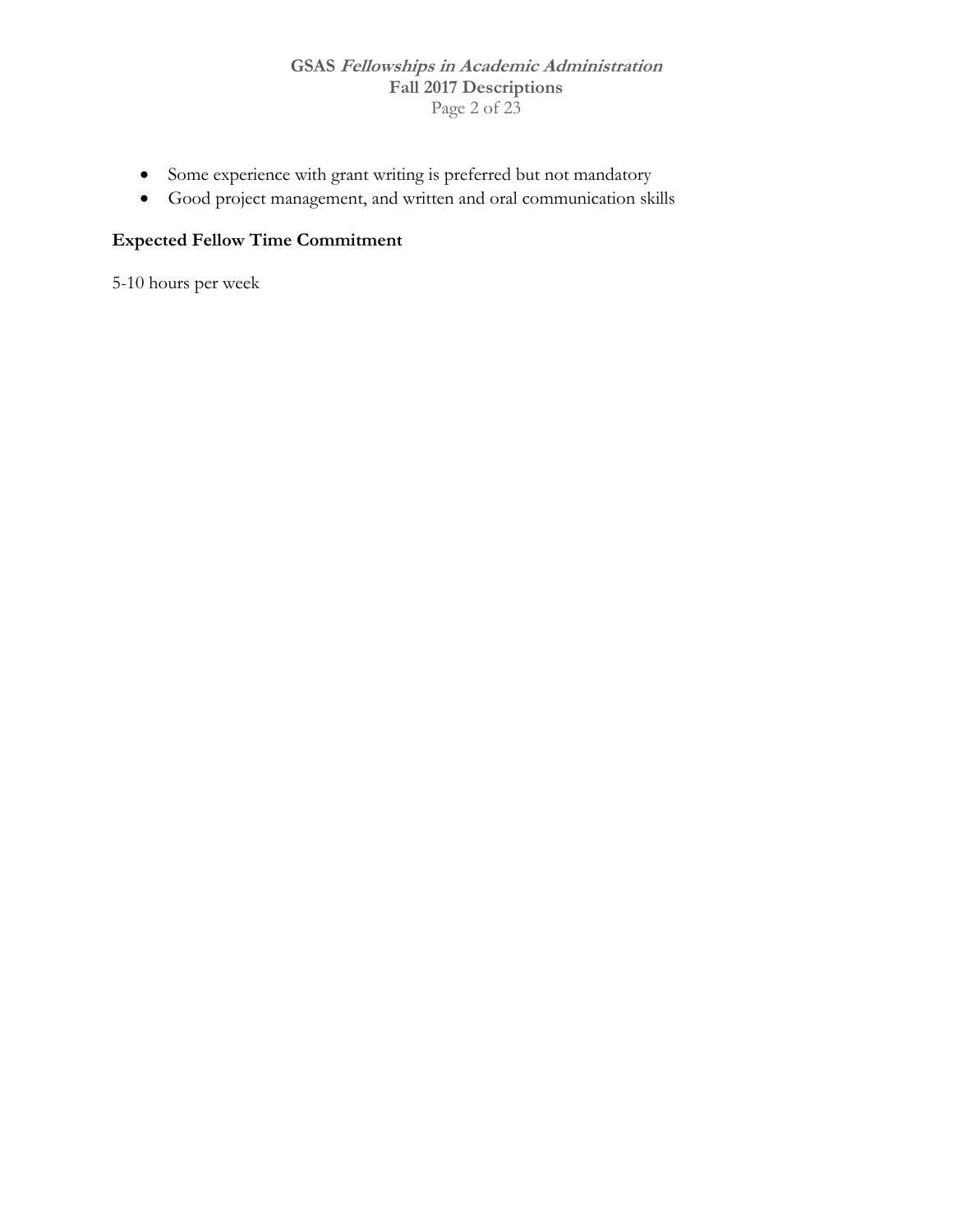- Some experience with grant writing is preferred but not mandatory
- Good project management, and written and oral communication skills

**Expected Fellow Time Commitment**

5-10 hours per week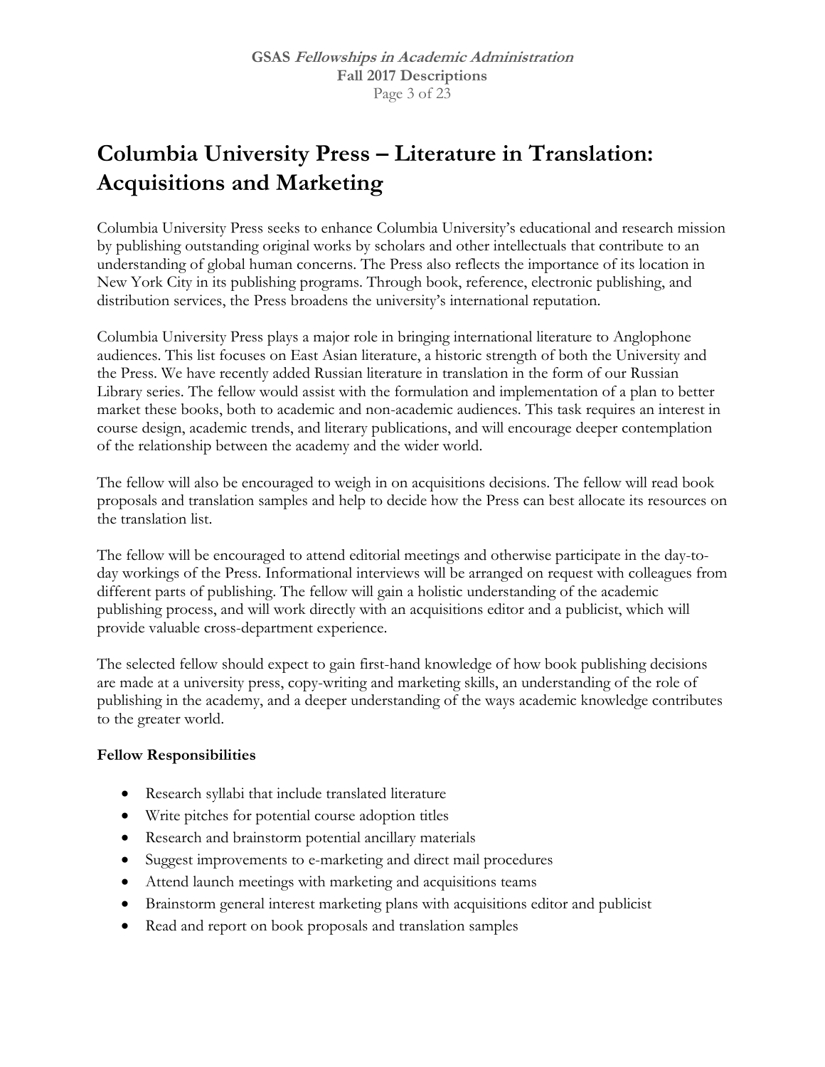# Columbia University Press – Literature in Translation: Acquisitions and Marketing

Columbia University Press seeks to enhance Columbia University's educational and research mission by publishing outstanding original works by scholars and other intellectuals that contribute to an understanding of global human concerns. The Press also reflects the importance of its location in New York City in its publishing programs. Through book, reference, electronic publishing, and distribution services, the Press broadens the university's international reputation.

Columbia University Press plays a major role in bringing international literature to Anglophone audiences. This list focuses on East Asian literature, a historic strength of both the University and the Press. We have recently added Russian literature in translation in the form of our Russian Library series. The fellow would assist with the formulation and implementation of a plan to better market these books, both to academic and non-academic audiences. This task requires an interest in course design, academic trends, and literary publications, and will encourage deeper contemplation of the relationship between the academy and the wider world.

The fellow will also be encouraged to weigh in on acquisitions decisions. The fellow will read book proposals and translation samples and help to decide how the Press can best allocate its resources on the translation list.

The fellow will be encouraged to attend editorial meetings and otherwise participate in the day-to-day workings of the Press. Informational interviews will be arranged on request with colleagues from different parts of publishing. The fellow will gain a holistic understanding of the academic publishing process, and will work directly with an acquisitions editor and a publicist, which will provide valuable cross-department experience.

The selected fellow should expect to gain first-hand knowledge of how book publishing decisions are made at a university press, copy-writing and marketing skills, an understanding of the role of publishing in the academy, and a deeper understanding of the ways academic knowledge contributes to the greater world.

**Fellow Responsibilities**

- Research syllabi that include translated literature
- Write pitches for potential course adoption titles
- Research and brainstorm potential ancillary materials
- Suggest improvements to e-marketing and direct mail procedures
- Attend launch meetings with marketing and acquisitions teams
- Brainstorm general interest marketing plans with acquisitions editor and publicist
- Read and report on book proposals and translation samples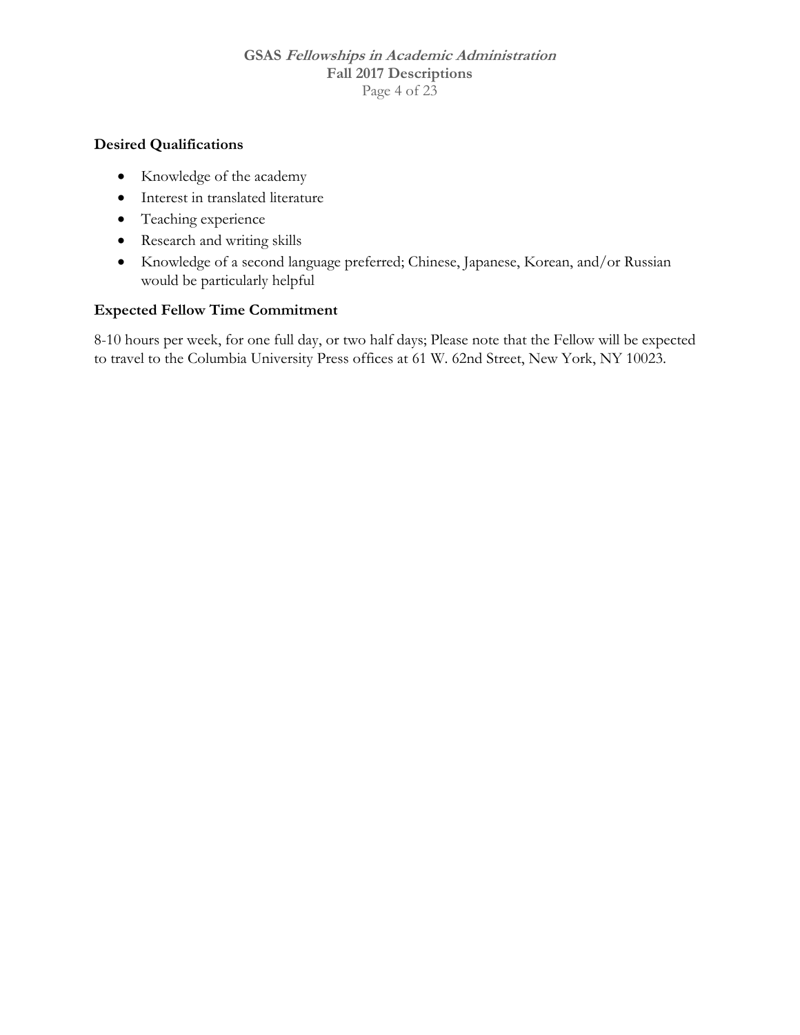**Desired Qualifications**

- Knowledge of the academy
- Interest in translated literature
- Teaching experience
- Research and writing skills
- Knowledge of a second language preferred; Chinese, Japanese, Korean, and/or Russian would be particularly helpful

**Expected Fellow Time Commitment**

8-10 hours per week, for one full day, or two half days; Please note that the Fellow will be expected to travel to the Columbia University Press offices at 61 W. 62nd Street, New York, NY 10023.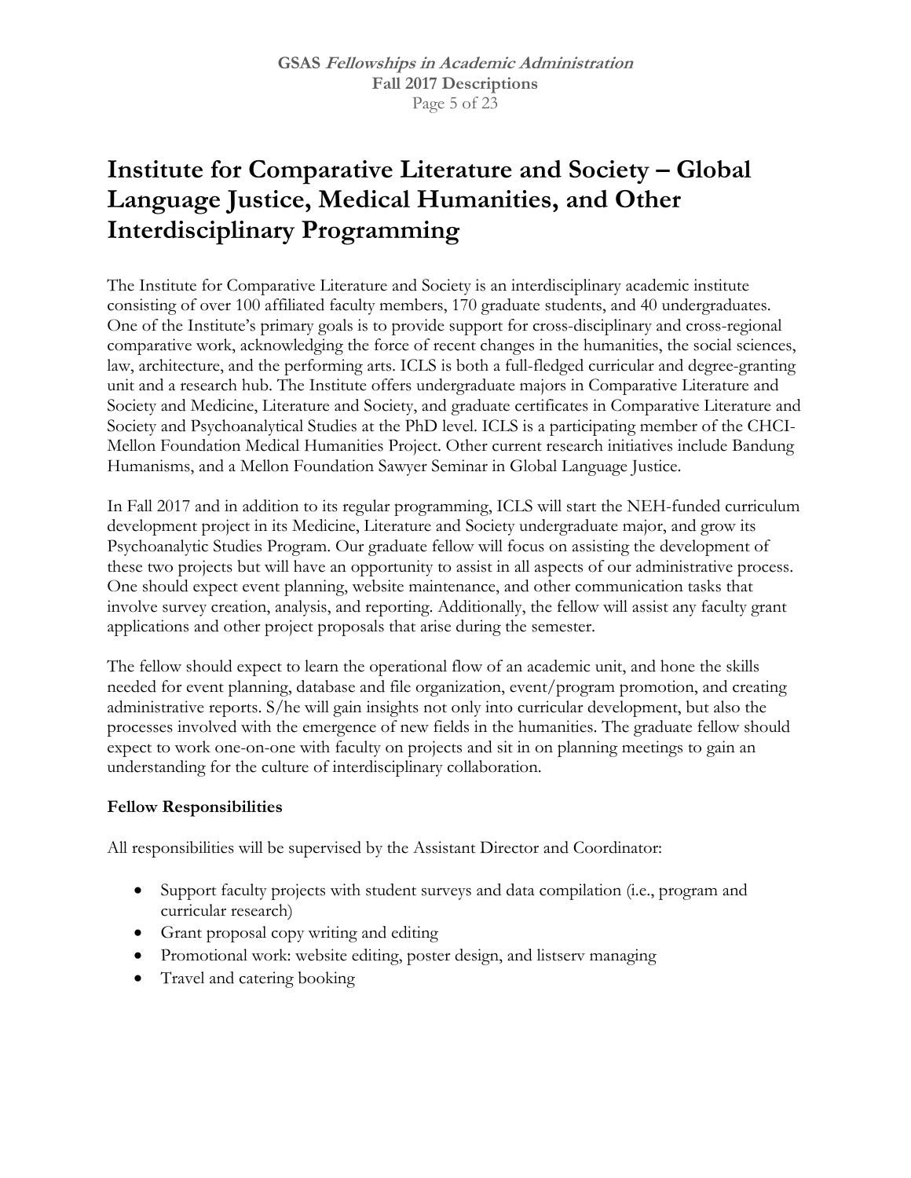# Institute for Comparative Literature and Society – Global Language Justice, Medical Humanities, and Other Interdisciplinary Programming

The Institute for Comparative Literature and Society is an interdisciplinary academic institute consisting of over 100 affiliated faculty members, 170 graduate students, and 40 undergraduates. One of the Institute's primary goals is to provide support for cross-disciplinary and cross-regional comparative work, acknowledging the force of recent changes in the humanities, the social sciences, law, architecture, and the performing arts. ICLS is both a full-fledged curricular and degree-granting unit and a research hub. The Institute offers undergraduate majors in Comparative Literature and Society and Medicine, Literature and Society, and graduate certificates in Comparative Literature and Society and Psychoanalytical Studies at the PhD level. ICLS is a participating member of the CHCI-Mellon Foundation Medical Humanities Project. Other current research initiatives include Bandung Humanisms, and a Mellon Foundation Sawyer Seminar in Global Language Justice.

In Fall 2017 and in addition to its regular programming, ICLS will start the NEH-funded curriculum development project in its Medicine, Literature and Society undergraduate major, and grow its Psychoanalytic Studies Program. Our graduate fellow will focus on assisting the development of these two projects but will have an opportunity to assist in all aspects of our administrative process. One should expect event planning, website maintenance, and other communication tasks that involve survey creation, analysis, and reporting. Additionally, the fellow will assist any faculty grant applications and other project proposals that arise during the semester.

The fellow should expect to learn the operational flow of an academic unit, and hone the skills needed for event planning, database and file organization, event/program promotion, and creating administrative reports. S/he will gain insights not only into curricular development, but also the processes involved with the emergence of new fields in the humanities. The graduate fellow should expect to work one-on-one with faculty on projects and sit in on planning meetings to gain an understanding for the culture of interdisciplinary collaboration.

**Fellow Responsibilities**

All responsibilities will be supervised by the Assistant Director and Coordinator:

- Support faculty projects with student surveys and data compilation (i.e., program and curricular research)
- Grant proposal copy writing and editing
- Promotional work: website editing, poster design, and listserv managing
- Travel and catering booking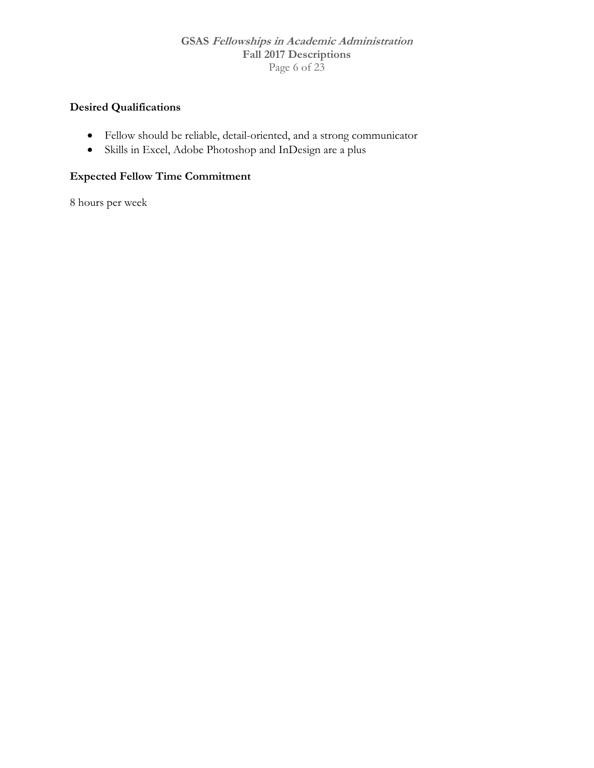### Desired Qualifications

- Fellow should be reliable, detail-oriented, and a strong communicator
- Skills in Excel, Adobe Photoshop and InDesign are a plus

### Expected Fellow Time Commitment

8 hours per week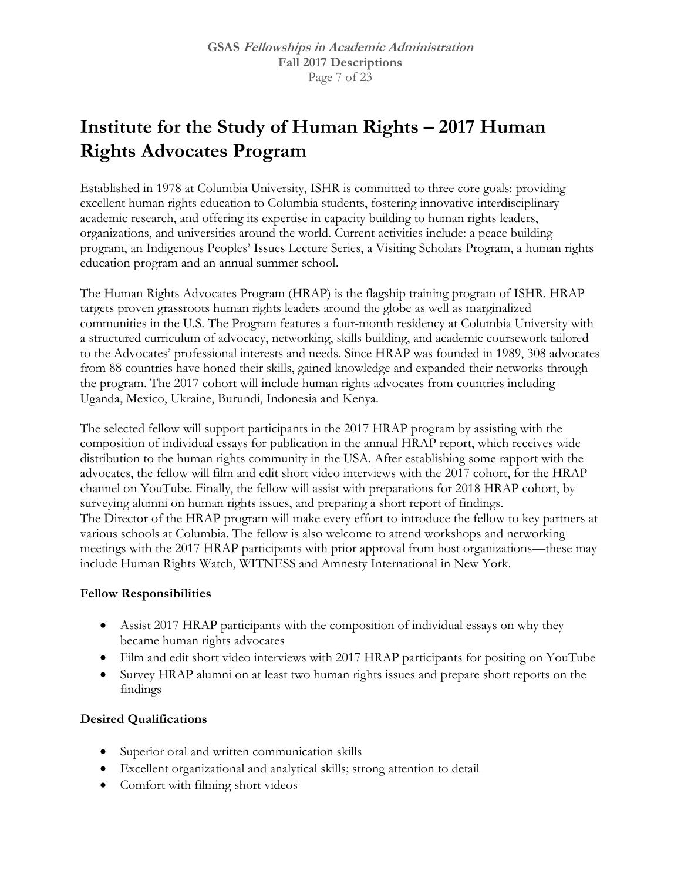# Institute for the Study of Human Rights – 2017 Human Rights Advocates Program

Established in 1978 at Columbia University, ISHR is committed to three core goals: providing excellent human rights education to Columbia students, fostering innovative interdisciplinary academic research, and offering its expertise in capacity building to human rights leaders, organizations, and universities around the world. Current activities include: a peace building program, an Indigenous Peoples' Issues Lecture Series, a Visiting Scholars Program, a human rights education program and an annual summer school.

The Human Rights Advocates Program (HRAP) is the flagship training program of ISHR. HRAP targets proven grassroots human rights leaders around the globe as well as marginalized communities in the U.S. The Program features a four-month residency at Columbia University with a structured curriculum of advocacy, networking, skills building, and academic coursework tailored to the Advocates' professional interests and needs. Since HRAP was founded in 1989, 308 advocates from 88 countries have honed their skills, gained knowledge and expanded their networks through the program. The 2017 cohort will include human rights advocates from countries including Uganda, Mexico, Ukraine, Burundi, Indonesia and Kenya.

The selected fellow will support participants in the 2017 HRAP program by assisting with the composition of individual essays for publication in the annual HRAP report, which receives wide distribution to the human rights community in the USA. After establishing some rapport with the advocates, the fellow will film and edit short video interviews with the 2017 cohort, for the HRAP channel on YouTube. Finally, the fellow will assist with preparations for 2018 HRAP cohort, by surveying alumni on human rights issues, and preparing a short report of findings.
The Director of the HRAP program will make every effort to introduce the fellow to key partners at various schools at Columbia. The fellow is also welcome to attend workshops and networking meetings with the 2017 HRAP participants with prior approval from host organizations—these may include Human Rights Watch, WITNESS and Amnesty International in New York.

**Fellow Responsibilities**

- Assist 2017 HRAP participants with the composition of individual essays on why they became human rights advocates
- Film and edit short video interviews with 2017 HRAP participants for positing on YouTube
- Survey HRAP alumni on at least two human rights issues and prepare short reports on the findings

**Desired Qualifications**

- Superior oral and written communication skills
- Excellent organizational and analytical skills; strong attention to detail
- Comfort with filming short videos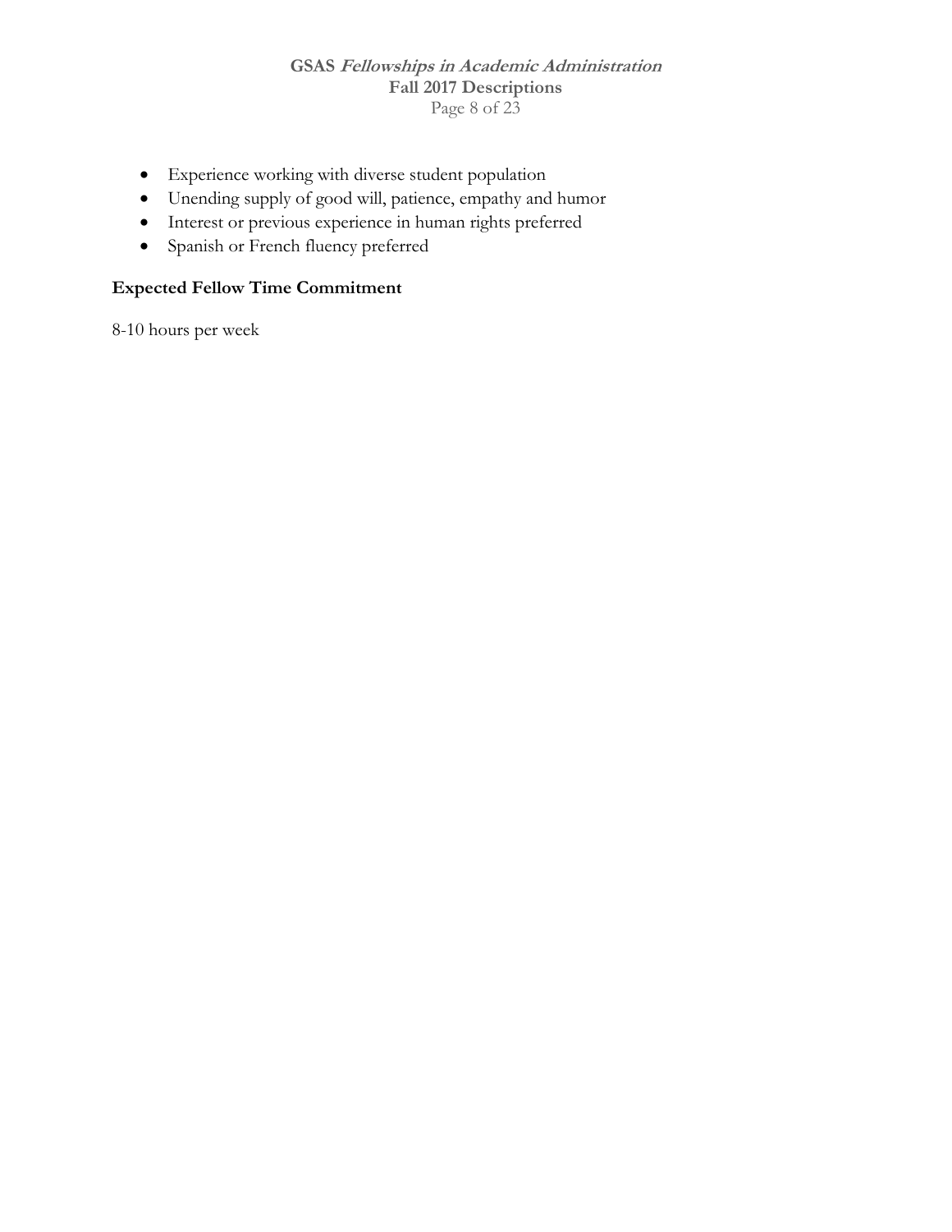- Experience working with diverse student population
- Unending supply of good will, patience, empathy and humor
- Interest or previous experience in human rights preferred
- Spanish or French fluency preferred

**Expected Fellow Time Commitment**

8-10 hours per week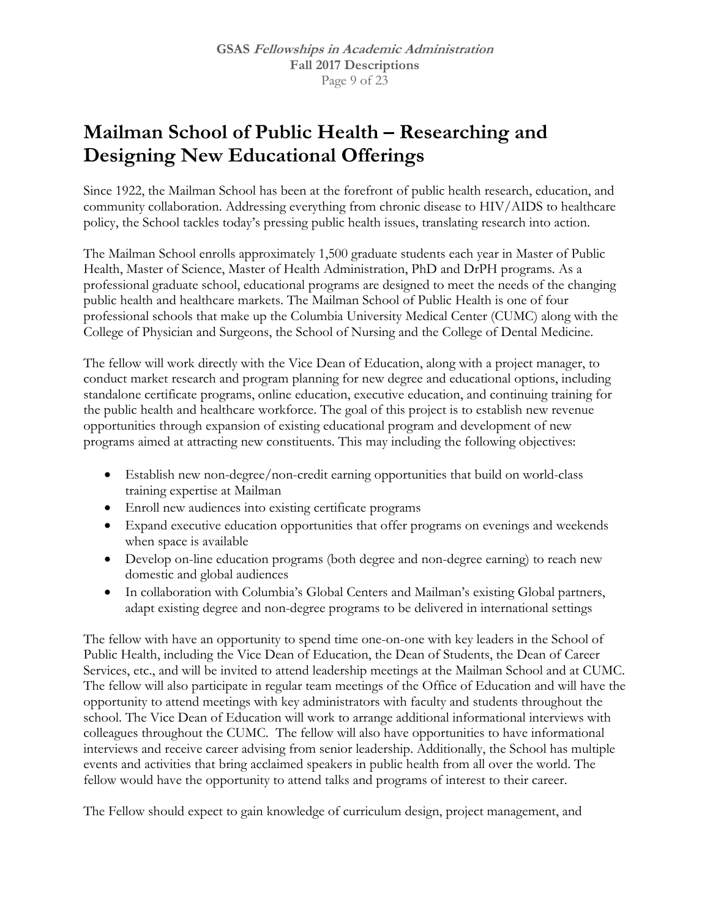# Mailman School of Public Health – Researching and Designing New Educational Offerings

Since 1922, the Mailman School has been at the forefront of public health research, education, and community collaboration. Addressing everything from chronic disease to HIV/AIDS to healthcare policy, the School tackles today's pressing public health issues, translating research into action.

The Mailman School enrolls approximately 1,500 graduate students each year in Master of Public Health, Master of Science, Master of Health Administration, PhD and DrPH programs. As a professional graduate school, educational programs are designed to meet the needs of the changing public health and healthcare markets. The Mailman School of Public Health is one of four professional schools that make up the Columbia University Medical Center (CUMC) along with the College of Physician and Surgeons, the School of Nursing and the College of Dental Medicine.

The fellow will work directly with the Vice Dean of Education, along with a project manager, to conduct market research and program planning for new degree and educational options, including standalone certificate programs, online education, executive education, and continuing training for the public health and healthcare workforce. The goal of this project is to establish new revenue opportunities through expansion of existing educational program and development of new programs aimed at attracting new constituents. This may including the following objectives:

- Establish new non-degree/non-credit earning opportunities that build on world-class training expertise at Mailman
- Enroll new audiences into existing certificate programs
- Expand executive education opportunities that offer programs on evenings and weekends when space is available
- Develop on-line education programs (both degree and non-degree earning) to reach new domestic and global audiences
- In collaboration with Columbia's Global Centers and Mailman's existing Global partners, adapt existing degree and non-degree programs to be delivered in international settings

The fellow with have an opportunity to spend time one-on-one with key leaders in the School of Public Health, including the Vice Dean of Education, the Dean of Students, the Dean of Career Services, etc., and will be invited to attend leadership meetings at the Mailman School and at CUMC. The fellow will also participate in regular team meetings of the Office of Education and will have the opportunity to attend meetings with key administrators with faculty and students throughout the school. The Vice Dean of Education will work to arrange additional informational interviews with colleagues throughout the CUMC. The fellow will also have opportunities to have informational interviews and receive career advising from senior leadership. Additionally, the School has multiple events and activities that bring acclaimed speakers in public health from all over the world. The fellow would have the opportunity to attend talks and programs of interest to their career.

The Fellow should expect to gain knowledge of curriculum design, project management, and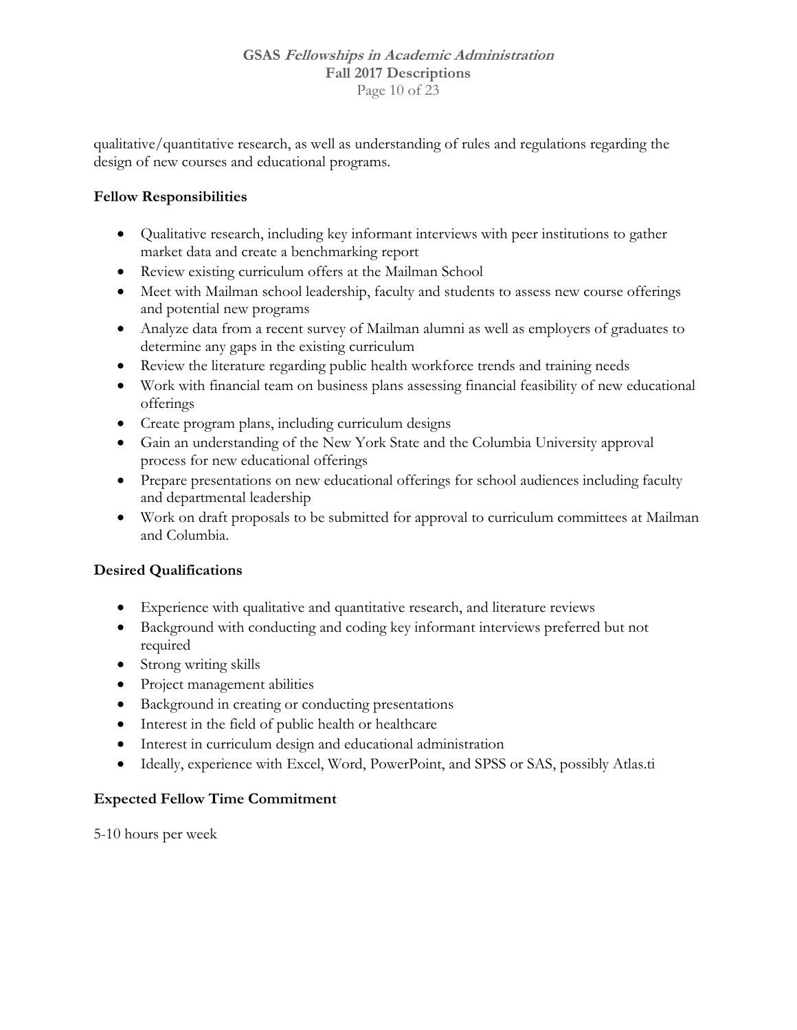qualitative/quantitative research, as well as understanding of rules and regulations regarding the design of new courses and educational programs.

### Fellow Responsibilities

- Qualitative research, including key informant interviews with peer institutions to gather market data and create a benchmarking report
- Review existing curriculum offers at the Mailman School
- Meet with Mailman school leadership, faculty and students to assess new course offerings and potential new programs
- Analyze data from a recent survey of Mailman alumni as well as employers of graduates to determine any gaps in the existing curriculum
- Review the literature regarding public health workforce trends and training needs
- Work with financial team on business plans assessing financial feasibility of new educational offerings
- Create program plans, including curriculum designs
- Gain an understanding of the New York State and the Columbia University approval process for new educational offerings
- Prepare presentations on new educational offerings for school audiences including faculty and departmental leadership
- Work on draft proposals to be submitted for approval to curriculum committees at Mailman and Columbia.

### Desired Qualifications

- Experience with qualitative and quantitative research, and literature reviews
- Background with conducting and coding key informant interviews preferred but not required
- Strong writing skills
- Project management abilities
- Background in creating or conducting presentations
- Interest in the field of public health or healthcare
- Interest in curriculum design and educational administration
- Ideally, experience with Excel, Word, PowerPoint, and SPSS or SAS, possibly Atlas.ti

### Expected Fellow Time Commitment

5-10 hours per week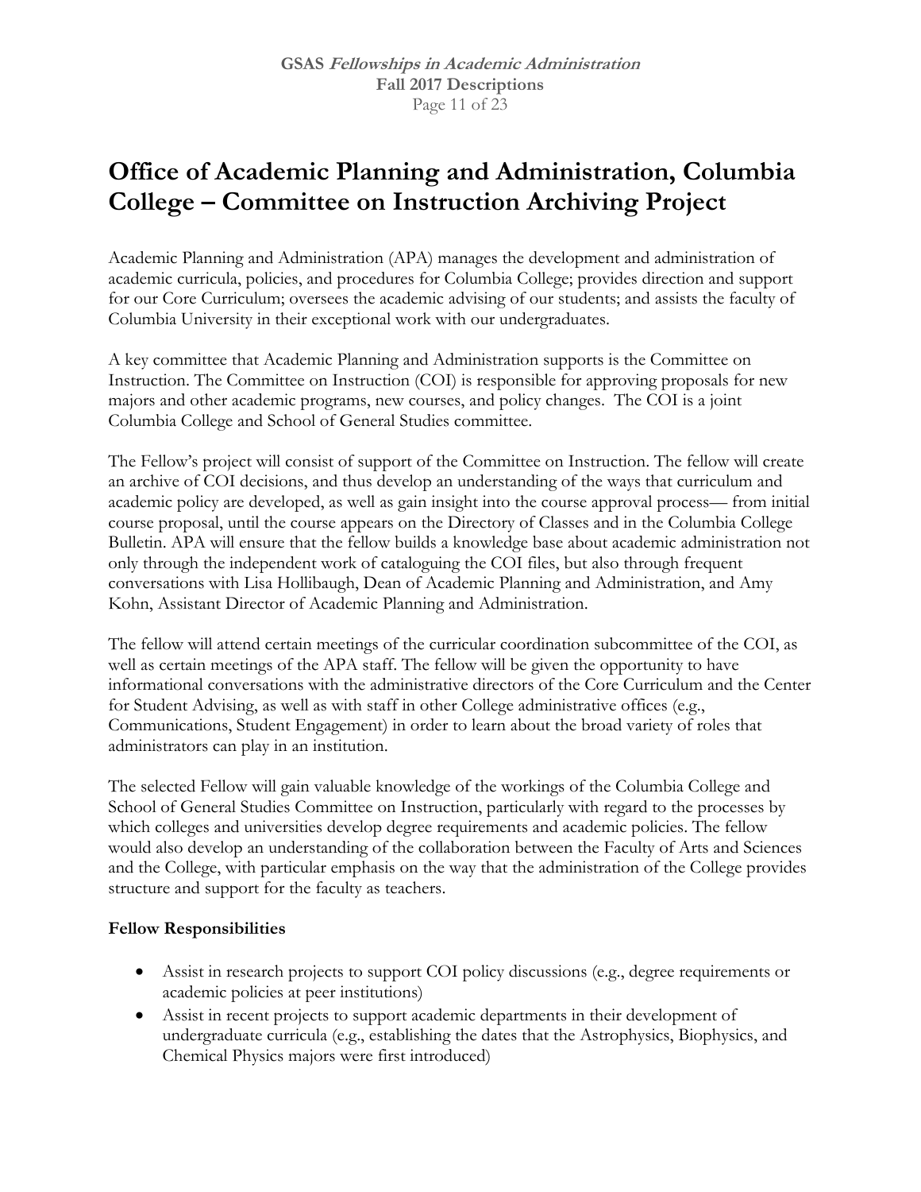# Office of Academic Planning and Administration, Columbia College – Committee on Instruction Archiving Project

Academic Planning and Administration (APA) manages the development and administration of academic curricula, policies, and procedures for Columbia College; provides direction and support for our Core Curriculum; oversees the academic advising of our students; and assists the faculty of Columbia University in their exceptional work with our undergraduates.

A key committee that Academic Planning and Administration supports is the Committee on Instruction. The Committee on Instruction (COI) is responsible for approving proposals for new majors and other academic programs, new courses, and policy changes. The COI is a joint Columbia College and School of General Studies committee.

The Fellow's project will consist of support of the Committee on Instruction. The fellow will create an archive of COI decisions, and thus develop an understanding of the ways that curriculum and academic policy are developed, as well as gain insight into the course approval process— from initial course proposal, until the course appears on the Directory of Classes and in the Columbia College Bulletin. APA will ensure that the fellow builds a knowledge base about academic administration not only through the independent work of cataloguing the COI files, but also through frequent conversations with Lisa Hollibaugh, Dean of Academic Planning and Administration, and Amy Kohn, Assistant Director of Academic Planning and Administration.

The fellow will attend certain meetings of the curricular coordination subcommittee of the COI, as well as certain meetings of the APA staff. The fellow will be given the opportunity to have informational conversations with the administrative directors of the Core Curriculum and the Center for Student Advising, as well as with staff in other College administrative offices (e.g., Communications, Student Engagement) in order to learn about the broad variety of roles that administrators can play in an institution.

The selected Fellow will gain valuable knowledge of the workings of the Columbia College and School of General Studies Committee on Instruction, particularly with regard to the processes by which colleges and universities develop degree requirements and academic policies. The fellow would also develop an understanding of the collaboration between the Faculty of Arts and Sciences and the College, with particular emphasis on the way that the administration of the College provides structure and support for the faculty as teachers.

**Fellow Responsibilities**

- Assist in research projects to support COI policy discussions (e.g., degree requirements or academic policies at peer institutions)
- Assist in recent projects to support academic departments in their development of undergraduate curricula (e.g., establishing the dates that the Astrophysics, Biophysics, and Chemical Physics majors were first introduced)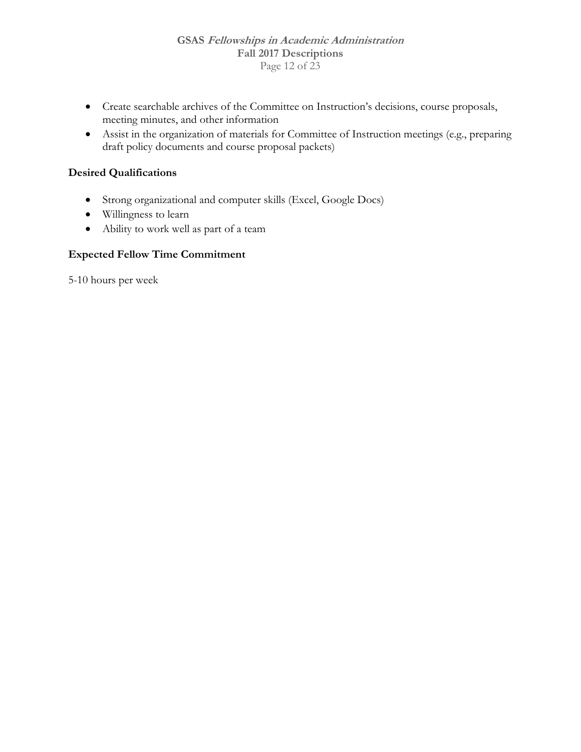- Create searchable archives of the Committee on Instruction's decisions, course proposals, meeting minutes, and other information
- Assist in the organization of materials for Committee of Instruction meetings (e.g., preparing draft policy documents and course proposal packets)

### Desired Qualifications

- Strong organizational and computer skills (Excel, Google Docs)
- Willingness to learn
- Ability to work well as part of a team

### Expected Fellow Time Commitment

5-10 hours per week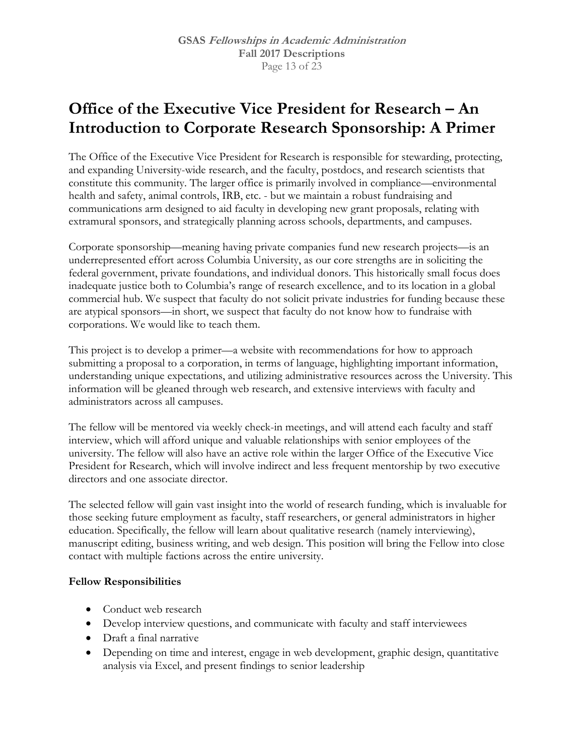# Office of the Executive Vice President for Research – An Introduction to Corporate Research Sponsorship: A Primer

The Office of the Executive Vice President for Research is responsible for stewarding, protecting, and expanding University-wide research, and the faculty, postdocs, and research scientists that constitute this community. The larger office is primarily involved in compliance—environmental health and safety, animal controls, IRB, etc. - but we maintain a robust fundraising and communications arm designed to aid faculty in developing new grant proposals, relating with extramural sponsors, and strategically planning across schools, departments, and campuses.

Corporate sponsorship—meaning having private companies fund new research projects—is an underrepresented effort across Columbia University, as our core strengths are in soliciting the federal government, private foundations, and individual donors. This historically small focus does inadequate justice both to Columbia's range of research excellence, and to its location in a global commercial hub. We suspect that faculty do not solicit private industries for funding because these are atypical sponsors—in short, we suspect that faculty do not know how to fundraise with corporations. We would like to teach them.

This project is to develop a primer—a website with recommendations for how to approach submitting a proposal to a corporation, in terms of language, highlighting important information, understanding unique expectations, and utilizing administrative resources across the University. This information will be gleaned through web research, and extensive interviews with faculty and administrators across all campuses.

The fellow will be mentored via weekly check-in meetings, and will attend each faculty and staff interview, which will afford unique and valuable relationships with senior employees of the university. The fellow will also have an active role within the larger Office of the Executive Vice President for Research, which will involve indirect and less frequent mentorship by two executive directors and one associate director.

The selected fellow will gain vast insight into the world of research funding, which is invaluable for those seeking future employment as faculty, staff researchers, or general administrators in higher education. Specifically, the fellow will learn about qualitative research (namely interviewing), manuscript editing, business writing, and web design. This position will bring the Fellow into close contact with multiple factions across the entire university.

**Fellow Responsibilities**

- Conduct web research
- Develop interview questions, and communicate with faculty and staff interviewees
- Draft a final narrative
- Depending on time and interest, engage in web development, graphic design, quantitative analysis via Excel, and present findings to senior leadership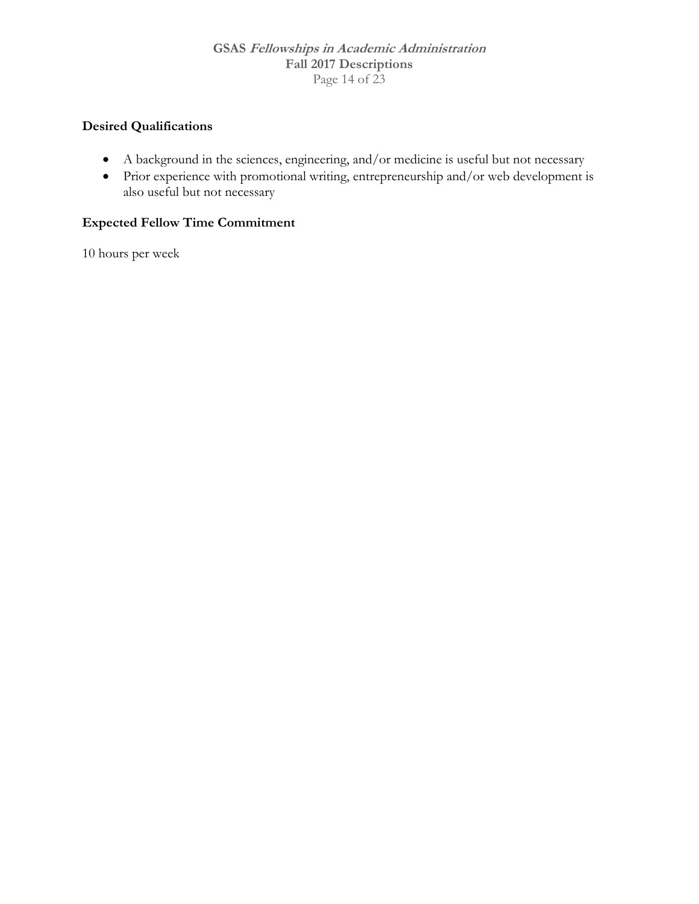**Desired Qualifications**

- A background in the sciences, engineering, and/or medicine is useful but not necessary
- Prior experience with promotional writing, entrepreneurship and/or web development is also useful but not necessary

**Expected Fellow Time Commitment**

10 hours per week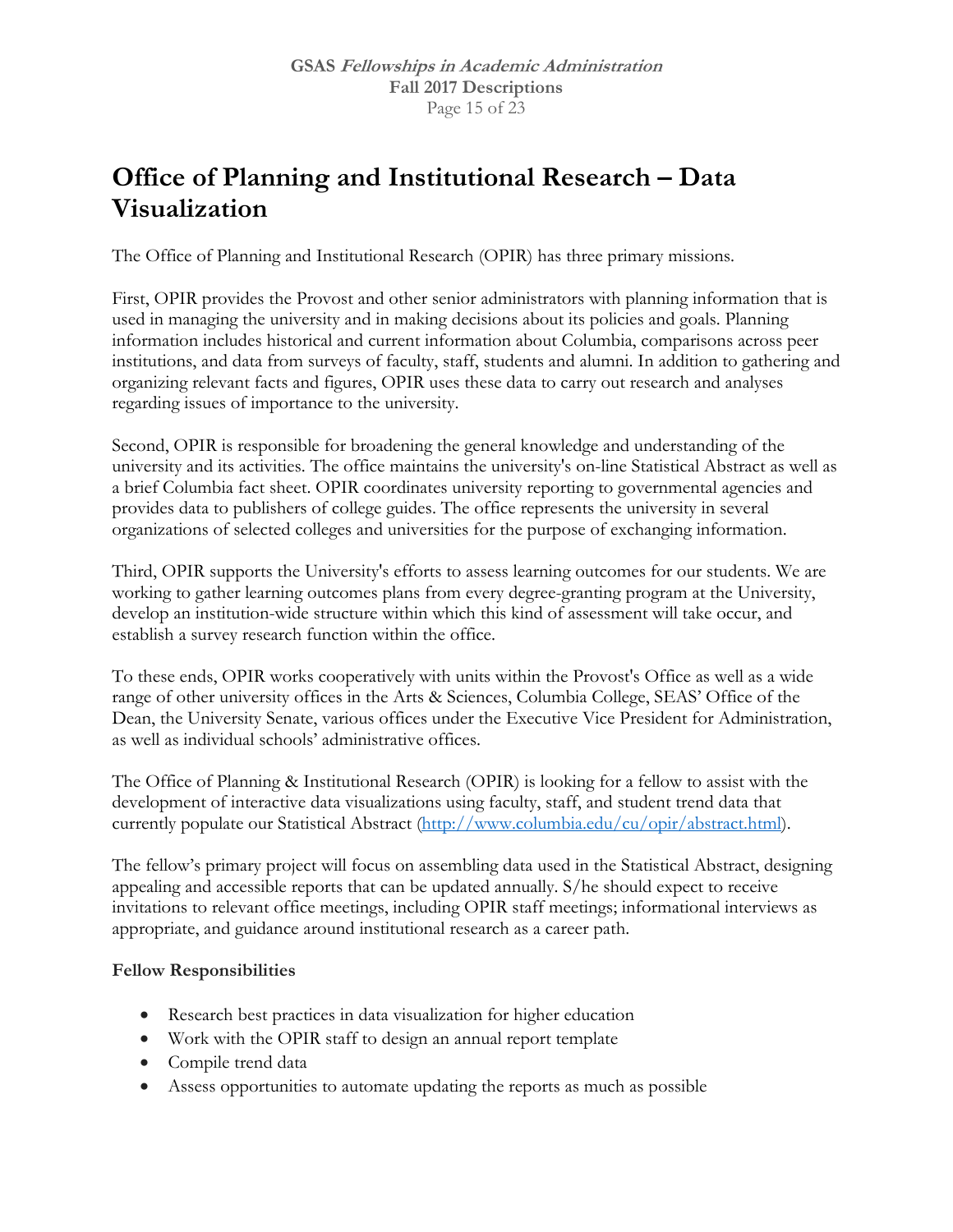# Office of Planning and Institutional Research – Data Visualization

The Office of Planning and Institutional Research (OPIR) has three primary missions.

First, OPIR provides the Provost and other senior administrators with planning information that is used in managing the university and in making decisions about its policies and goals. Planning information includes historical and current information about Columbia, comparisons across peer institutions, and data from surveys of faculty, staff, students and alumni. In addition to gathering and organizing relevant facts and figures, OPIR uses these data to carry out research and analyses regarding issues of importance to the university.

Second, OPIR is responsible for broadening the general knowledge and understanding of the university and its activities. The office maintains the university's on-line Statistical Abstract as well as a brief Columbia fact sheet. OPIR coordinates university reporting to governmental agencies and provides data to publishers of college guides. The office represents the university in several organizations of selected colleges and universities for the purpose of exchanging information.

Third, OPIR supports the University's efforts to assess learning outcomes for our students. We are working to gather learning outcomes plans from every degree-granting program at the University, develop an institution-wide structure within which this kind of assessment will take occur, and establish a survey research function within the office.

To these ends, OPIR works cooperatively with units within the Provost's Office as well as a wide range of other university offices in the Arts & Sciences, Columbia College, SEAS' Office of the Dean, the University Senate, various offices under the Executive Vice President for Administration, as well as individual schools' administrative offices.

The Office of Planning & Institutional Research (OPIR) is looking for a fellow to assist with the development of interactive data visualizations using faculty, staff, and student trend data that currently populate our Statistical Abstract (http://www.columbia.edu/cu/opir/abstract.html).

The fellow's primary project will focus on assembling data used in the Statistical Abstract, designing appealing and accessible reports that can be updated annually. S/he should expect to receive invitations to relevant office meetings, including OPIR staff meetings; informational interviews as appropriate, and guidance around institutional research as a career path.

**Fellow Responsibilities**

- Research best practices in data visualization for higher education
- Work with the OPIR staff to design an annual report template
- Compile trend data
- Assess opportunities to automate updating the reports as much as possible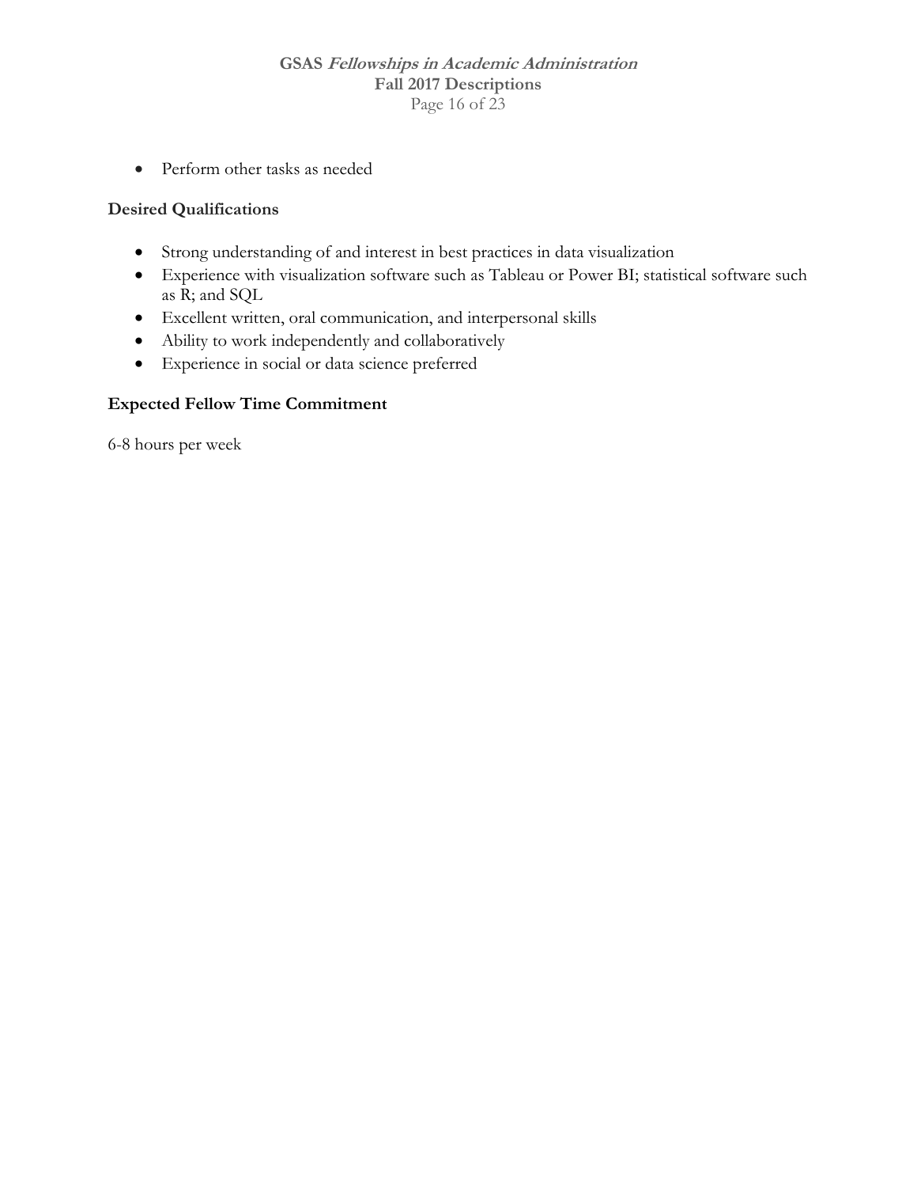- Perform other tasks as needed

**Desired Qualifications**

- Strong understanding of and interest in best practices in data visualization
- Experience with visualization software such as Tableau or Power BI; statistical software such as R; and SQL
- Excellent written, oral communication, and interpersonal skills
- Ability to work independently and collaboratively
- Experience in social or data science preferred

**Expected Fellow Time Commitment**

6-8 hours per week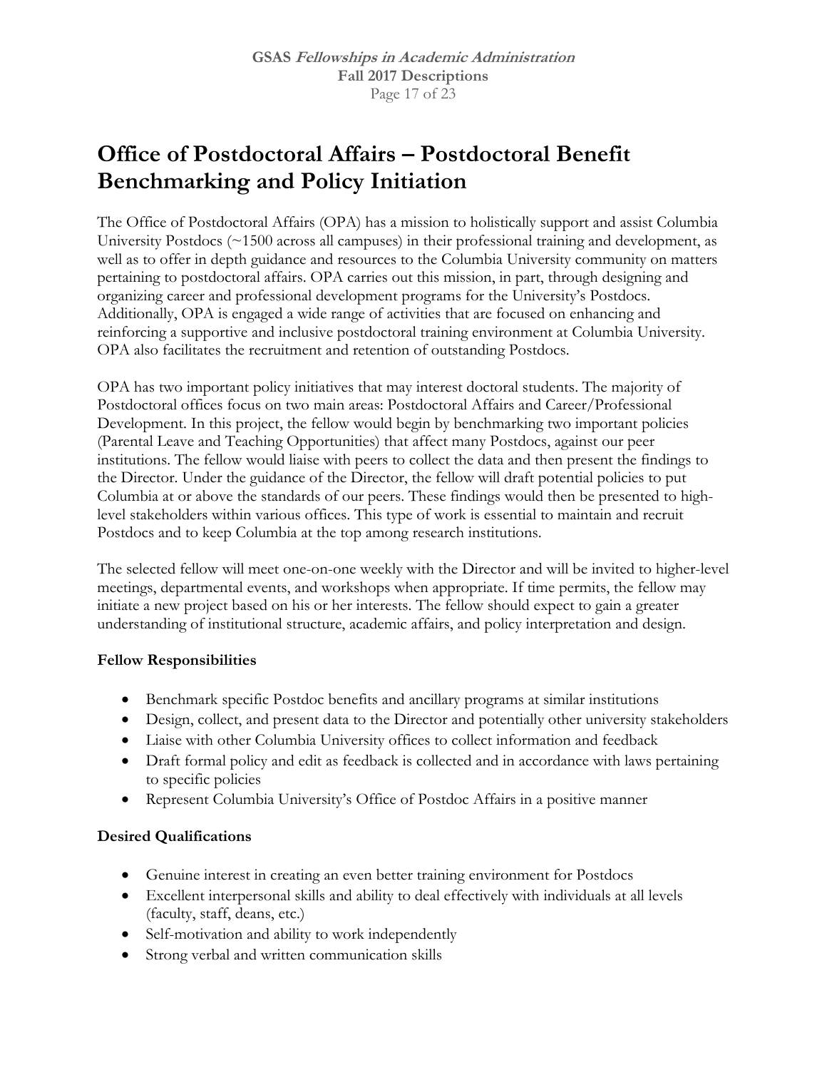# Office of Postdoctoral Affairs – Postdoctoral Benefit Benchmarking and Policy Initiation

The Office of Postdoctoral Affairs (OPA) has a mission to holistically support and assist Columbia University Postdocs (~1500 across all campuses) in their professional training and development, as well as to offer in depth guidance and resources to the Columbia University community on matters pertaining to postdoctoral affairs. OPA carries out this mission, in part, through designing and organizing career and professional development programs for the University's Postdocs. Additionally, OPA is engaged a wide range of activities that are focused on enhancing and reinforcing a supportive and inclusive postdoctoral training environment at Columbia University. OPA also facilitates the recruitment and retention of outstanding Postdocs.

OPA has two important policy initiatives that may interest doctoral students. The majority of Postdoctoral offices focus on two main areas: Postdoctoral Affairs and Career/Professional Development. In this project, the fellow would begin by benchmarking two important policies (Parental Leave and Teaching Opportunities) that affect many Postdocs, against our peer institutions. The fellow would liaise with peers to collect the data and then present the findings to the Director. Under the guidance of the Director, the fellow will draft potential policies to put Columbia at or above the standards of our peers. These findings would then be presented to high-level stakeholders within various offices. This type of work is essential to maintain and recruit Postdocs and to keep Columbia at the top among research institutions.

The selected fellow will meet one-on-one weekly with the Director and will be invited to higher-level meetings, departmental events, and workshops when appropriate. If time permits, the fellow may initiate a new project based on his or her interests. The fellow should expect to gain a greater understanding of institutional structure, academic affairs, and policy interpretation and design.

**Fellow Responsibilities**

- Benchmark specific Postdoc benefits and ancillary programs at similar institutions
- Design, collect, and present data to the Director and potentially other university stakeholders
- Liaise with other Columbia University offices to collect information and feedback
- Draft formal policy and edit as feedback is collected and in accordance with laws pertaining to specific policies
- Represent Columbia University's Office of Postdoc Affairs in a positive manner

**Desired Qualifications**

- Genuine interest in creating an even better training environment for Postdocs
- Excellent interpersonal skills and ability to deal effectively with individuals at all levels (faculty, staff, deans, etc.)
- Self-motivation and ability to work independently
- Strong verbal and written communication skills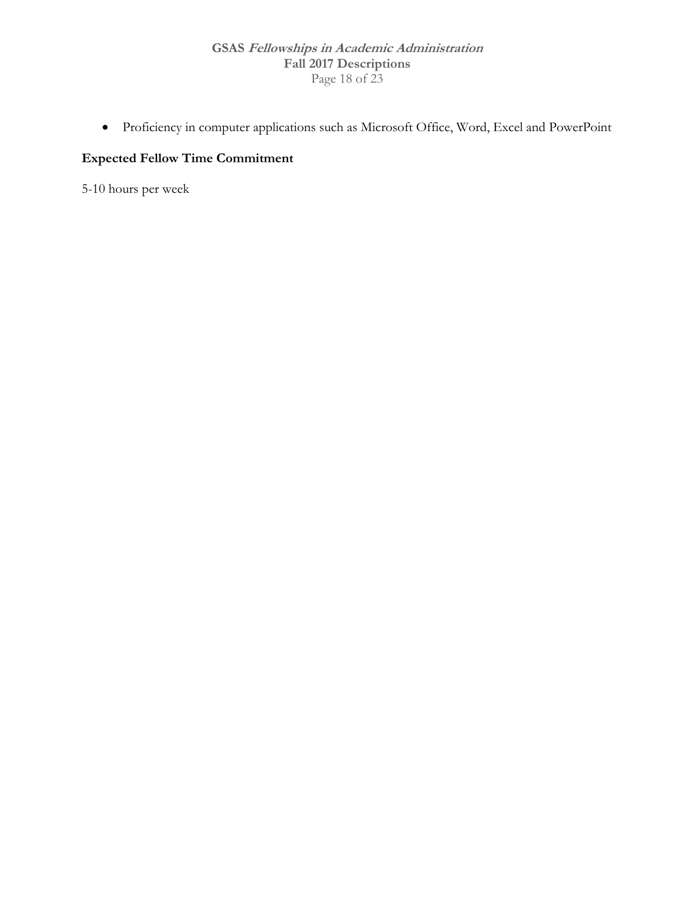- Proficiency in computer applications such as Microsoft Office, Word, Excel and PowerPoint

**Expected Fellow Time Commitment**

5-10 hours per week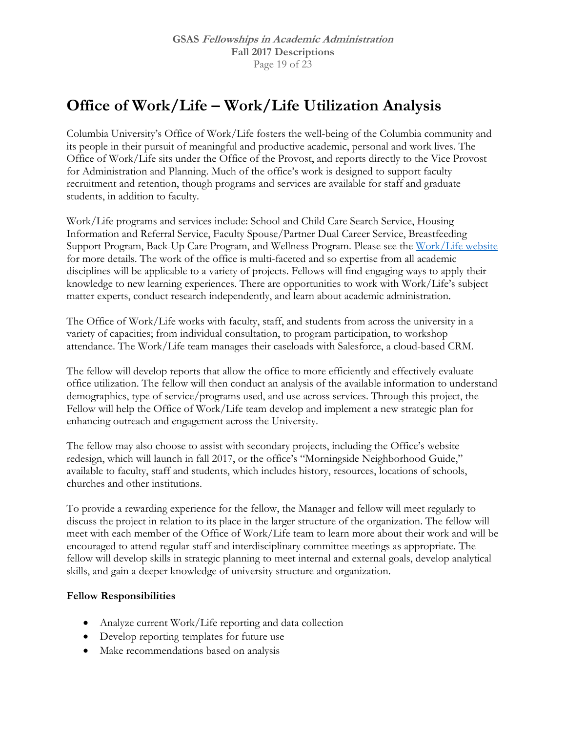# Office of Work/Life – Work/Life Utilization Analysis

Columbia University's Office of Work/Life fosters the well-being of the Columbia community and its people in their pursuit of meaningful and productive academic, personal and work lives. The Office of Work/Life sits under the Office of the Provost, and reports directly to the Vice Provost for Administration and Planning. Much of the office's work is designed to support faculty recruitment and retention, though programs and services are available for staff and graduate students, in addition to faculty.

Work/Life programs and services include: School and Child Care Search Service, Housing Information and Referral Service, Faculty Spouse/Partner Dual Career Service, Breastfeeding Support Program, Back-Up Care Program, and Wellness Program. Please see the Work/Life website for more details. The work of the office is multi-faceted and so expertise from all academic disciplines will be applicable to a variety of projects. Fellows will find engaging ways to apply their knowledge to new learning experiences. There are opportunities to work with Work/Life's subject matter experts, conduct research independently, and learn about academic administration.

The Office of Work/Life works with faculty, staff, and students from across the university in a variety of capacities; from individual consultation, to program participation, to workshop attendance. The Work/Life team manages their caseloads with Salesforce, a cloud-based CRM.

The fellow will develop reports that allow the office to more efficiently and effectively evaluate office utilization. The fellow will then conduct an analysis of the available information to understand demographics, type of service/programs used, and use across services. Through this project, the Fellow will help the Office of Work/Life team develop and implement a new strategic plan for enhancing outreach and engagement across the University.

The fellow may also choose to assist with secondary projects, including the Office's website redesign, which will launch in fall 2017, or the office's "Morningside Neighborhood Guide," available to faculty, staff and students, which includes history, resources, locations of schools, churches and other institutions.

To provide a rewarding experience for the fellow, the Manager and fellow will meet regularly to discuss the project in relation to its place in the larger structure of the organization. The fellow will meet with each member of the Office of Work/Life team to learn more about their work and will be encouraged to attend regular staff and interdisciplinary committee meetings as appropriate. The fellow will develop skills in strategic planning to meet internal and external goals, develop analytical skills, and gain a deeper knowledge of university structure and organization.

**Fellow Responsibilities**

- Analyze current Work/Life reporting and data collection
- Develop reporting templates for future use
- Make recommendations based on analysis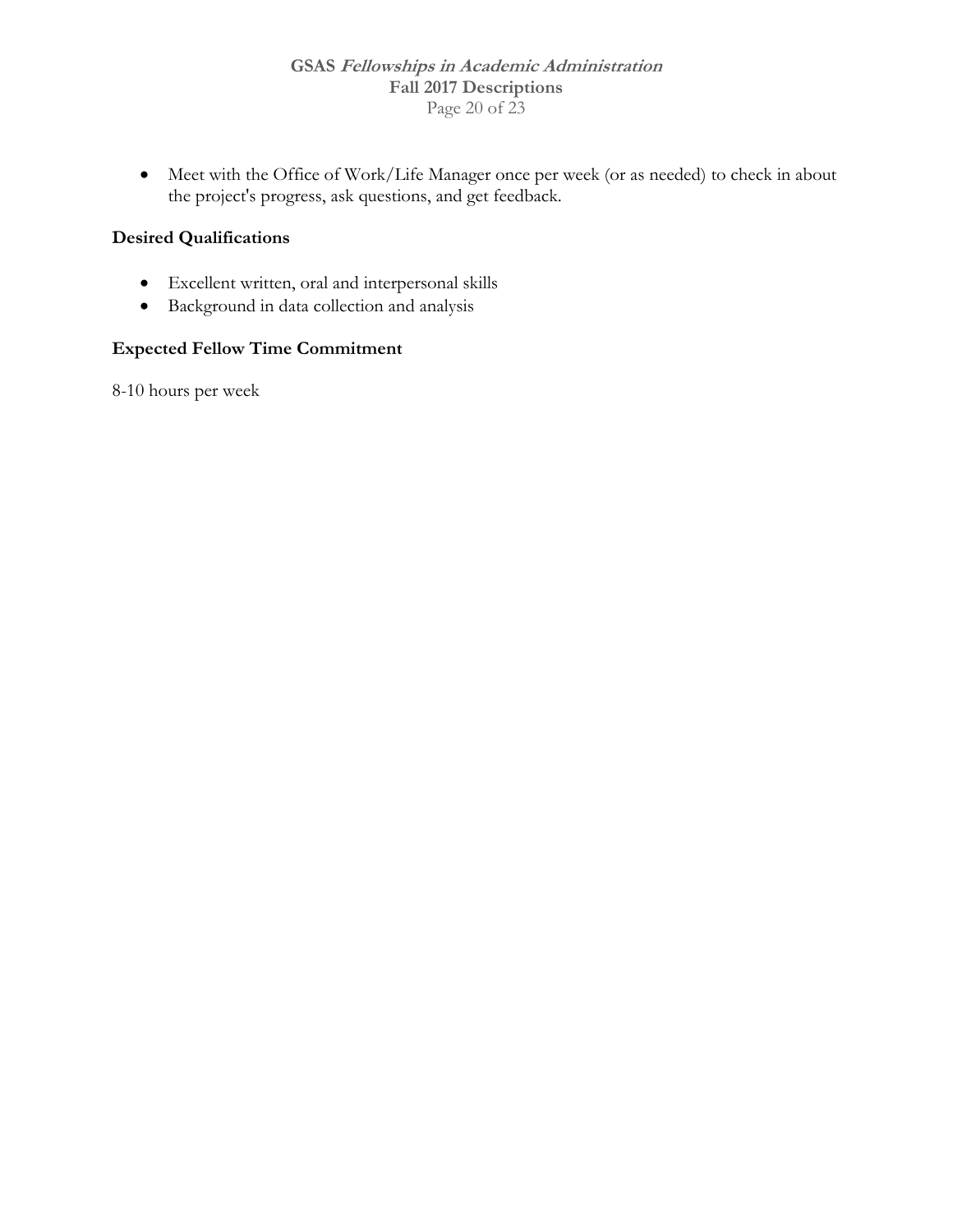- Meet with the Office of Work/Life Manager once per week (or as needed) to check in about the project's progress, ask questions, and get feedback.

### Desired Qualifications

- Excellent written, oral and interpersonal skills
- Background in data collection and analysis

### Expected Fellow Time Commitment

8-10 hours per week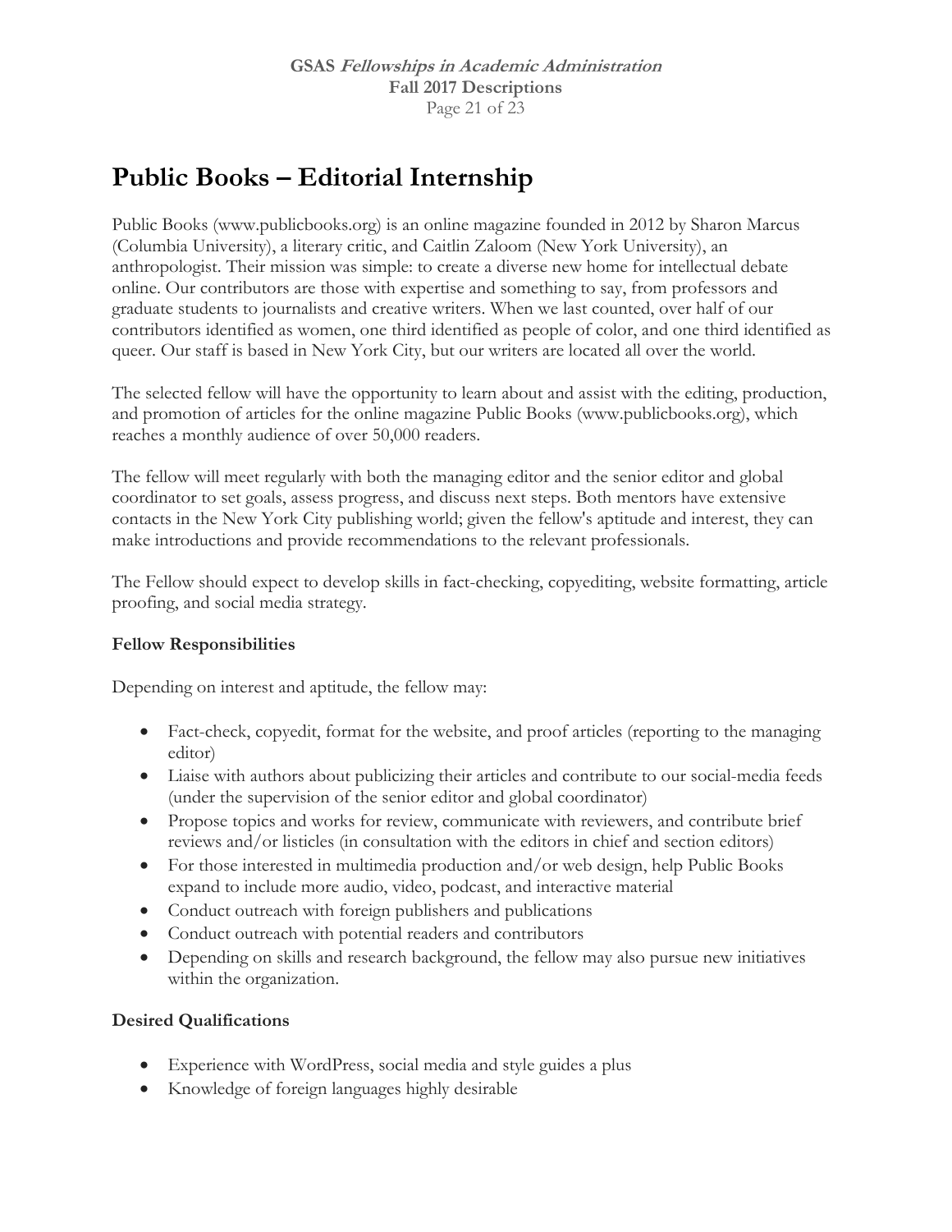# Public Books – Editorial Internship

Public Books (www.publicbooks.org) is an online magazine founded in 2012 by Sharon Marcus (Columbia University), a literary critic, and Caitlin Zaloom (New York University), an anthropologist. Their mission was simple: to create a diverse new home for intellectual debate online. Our contributors are those with expertise and something to say, from professors and graduate students to journalists and creative writers. When we last counted, over half of our contributors identified as women, one third identified as people of color, and one third identified as queer. Our staff is based in New York City, but our writers are located all over the world.

The selected fellow will have the opportunity to learn about and assist with the editing, production, and promotion of articles for the online magazine Public Books (www.publicbooks.org), which reaches a monthly audience of over 50,000 readers.

The fellow will meet regularly with both the managing editor and the senior editor and global coordinator to set goals, assess progress, and discuss next steps. Both mentors have extensive contacts in the New York City publishing world; given the fellow's aptitude and interest, they can make introductions and provide recommendations to the relevant professionals.

The Fellow should expect to develop skills in fact-checking, copyediting, website formatting, article proofing, and social media strategy.

**Fellow Responsibilities**

Depending on interest and aptitude, the fellow may:

- Fact-check, copyedit, format for the website, and proof articles (reporting to the managing editor)
- Liaise with authors about publicizing their articles and contribute to our social-media feeds (under the supervision of the senior editor and global coordinator)
- Propose topics and works for review, communicate with reviewers, and contribute brief reviews and/or listicles (in consultation with the editors in chief and section editors)
- For those interested in multimedia production and/or web design, help Public Books expand to include more audio, video, podcast, and interactive material
- Conduct outreach with foreign publishers and publications
- Conduct outreach with potential readers and contributors
- Depending on skills and research background, the fellow may also pursue new initiatives within the organization.

**Desired Qualifications**

- Experience with WordPress, social media and style guides a plus
- Knowledge of foreign languages highly desirable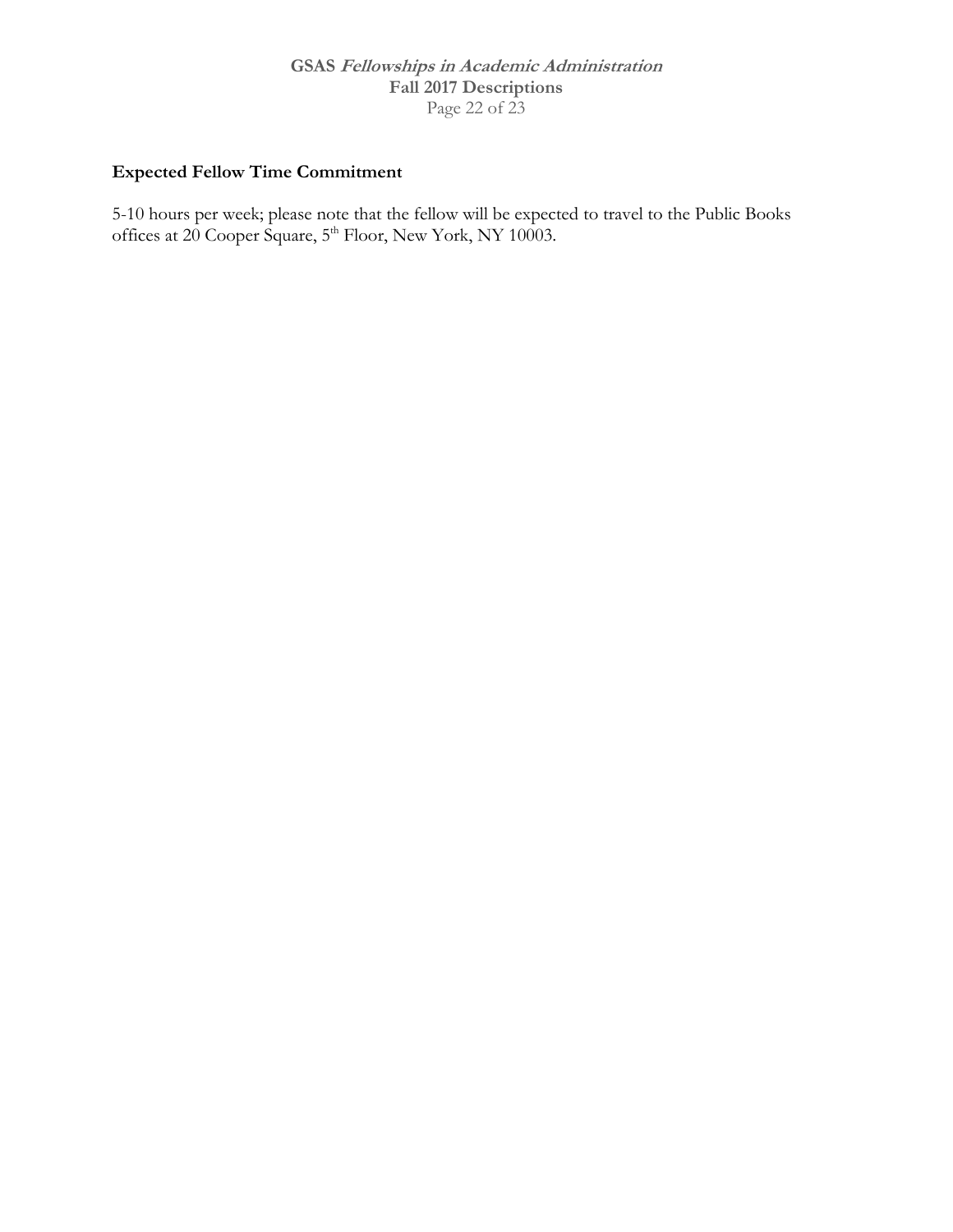### Expected Fellow Time Commitment

5-10 hours per week; please note that the fellow will be expected to travel to the Public Books offices at 20 Cooper Square, 5th Floor, New York, NY 10003.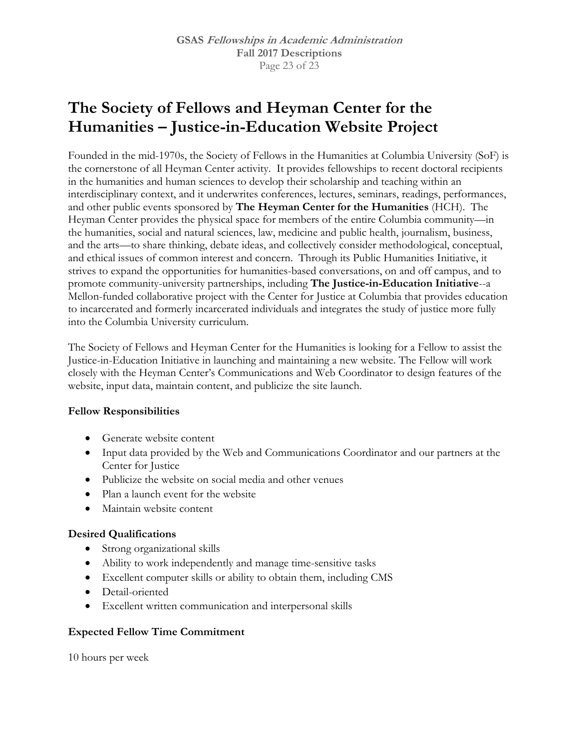# The Society of Fellows and Heyman Center for the Humanities – Justice-in-Education Website Project

Founded in the mid-1970s, the Society of Fellows in the Humanities at Columbia University (SoF) is the cornerstone of all Heyman Center activity. It provides fellowships to recent doctoral recipients in the humanities and human sciences to develop their scholarship and teaching within an interdisciplinary context, and it underwrites conferences, lectures, seminars, readings, performances, and other public events sponsored by **The Heyman Center for the Humanities** (HCH). The Heyman Center provides the physical space for members of the entire Columbia community—in the humanities, social and natural sciences, law, medicine and public health, journalism, business, and the arts—to share thinking, debate ideas, and collectively consider methodological, conceptual, and ethical issues of common interest and concern. Through its Public Humanities Initiative, it strives to expand the opportunities for humanities-based conversations, on and off campus, and to promote community-university partnerships, including **The Justice-in-Education Initiative**--a Mellon-funded collaborative project with the Center for Justice at Columbia that provides education to incarcerated and formerly incarcerated individuals and integrates the study of justice more fully into the Columbia University curriculum.

The Society of Fellows and Heyman Center for the Humanities is looking for a Fellow to assist the Justice-in-Education Initiative in launching and maintaining a new website. The Fellow will work closely with the Heyman Center's Communications and Web Coordinator to design features of the website, input data, maintain content, and publicize the site launch.

### Fellow Responsibilities

- Generate website content
- Input data provided by the Web and Communications Coordinator and our partners at the Center for Justice
- Publicize the website on social media and other venues
- Plan a launch event for the website
- Maintain website content

### Desired Qualifications

- Strong organizational skills
- Ability to work independently and manage time-sensitive tasks
- Excellent computer skills or ability to obtain them, including CMS
- Detail-oriented
- Excellent written communication and interpersonal skills

### Expected Fellow Time Commitment

10 hours per week